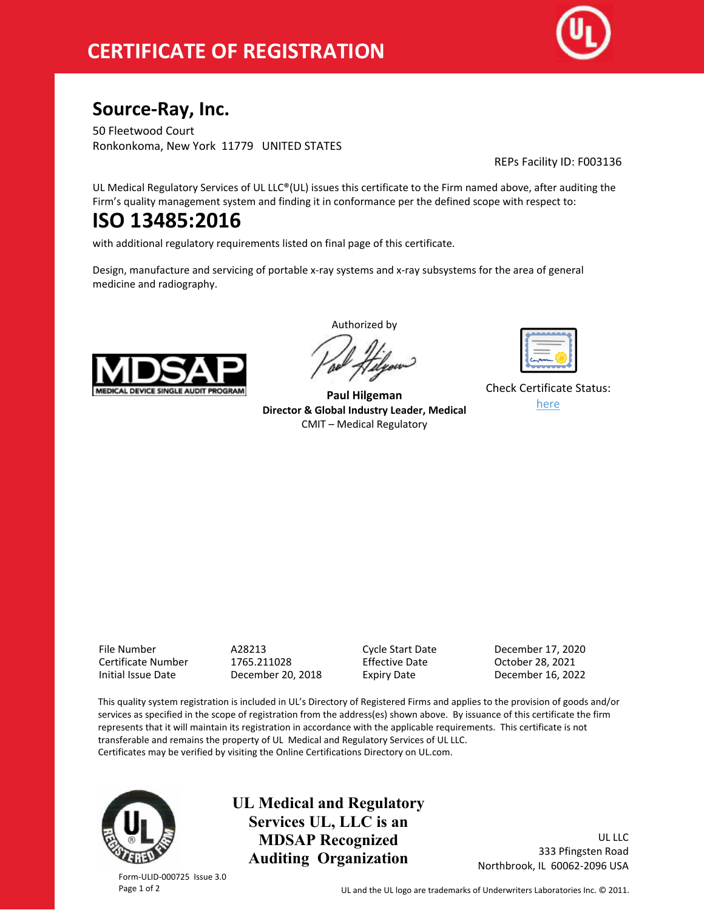# CERTIFICATE OF REGISTRATION

## Source-Ray, Inc.

50 Fleetwood Court
Ronkonkoma, New York 11779 UNITED STATES

REPs Facility ID: F003136

UL Medical Regulatory Services of UL LLC®(UL) issues this certificate to the Firm named above, after auditing the Firm's quality management system and finding it in conformance per the defined scope with respect to:

# ISO 13485:2016

with additional regulatory requirements listed on final page of this certificate.

Design, manufacture and servicing of portable x-ray systems and x-ray subsystems for the area of general medicine and radiography.

MDSAP
MEDICAL DEVICE SINGLE AUDIT PROGRAM

Authorized by

**Paul Hilgeman**
**Director & Global Industry Leader, Medical**
CMIT – Medical Regulatory

Check Certificate Status: here

| | | | |
|---|---|---|---|
| File Number | A28213 | Cycle Start Date | December 17, 2020 |
| Certificate Number | 1765.211028 | Effective Date | October 28, 2021 |
| Initial Issue Date | December 20, 2018 | Expiry Date | December 16, 2022 |

This quality system registration is included in UL's Directory of Registered Firms and applies to the provision of goods and/or services as specified in the scope of registration from the address(es) shown above. By issuance of this certificate the firm represents that it will maintain its registration in accordance with the applicable requirements. This certificate is not transferable and remains the property of UL Medical and Regulatory Services of UL LLC.
Certificates may be verified by visiting the Online Certifications Directory on UL.com.

**UL Medical and Regulatory Services UL, LLC is an MDSAP Recognized Auditing Organization**

UL LLC
333 Pfingsten Road
Northbrook, IL 60062-2096 USA

Form-ULID-000725 Issue 3.0

UL and the UL logo are trademarks of Underwriters Laboratories Inc. © 2011.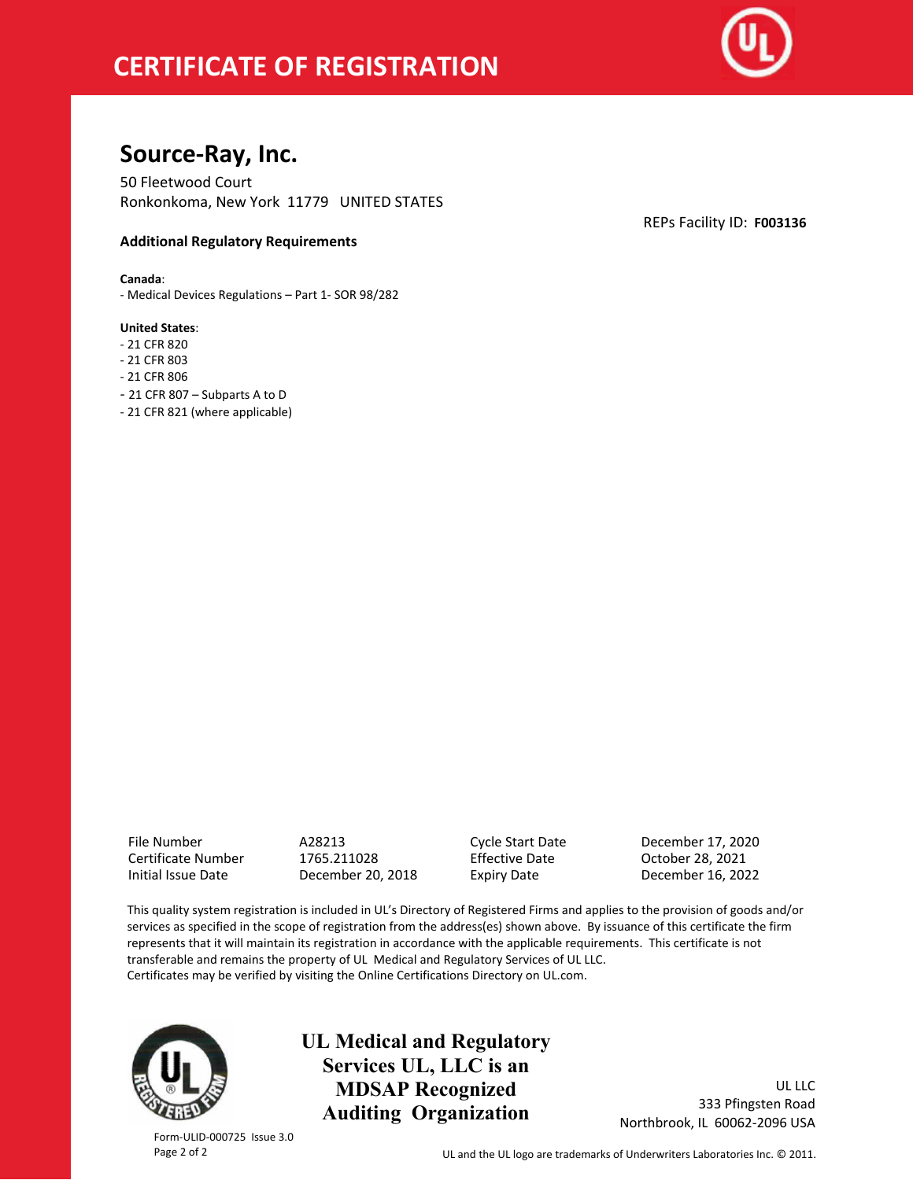# CERTIFICATE OF REGISTRATION

## Source-Ray, Inc.

50 Fleetwood Court
Ronkonkoma, New York 11779 UNITED STATES

REPs Facility ID: **F003136**

### Additional Regulatory Requirements

**Canada**:
- Medical Devices Regulations – Part 1- SOR 98/282

**United States**:
- 21 CFR 820
- 21 CFR 803
- 21 CFR 806
- 21 CFR 807 – Subparts A to D
- 21 CFR 821 (where applicable)

| | | | |
|---|---|---|---|
| File Number | A28213 | Cycle Start Date | December 17, 2020 |
| Certificate Number | 1765.211028 | Effective Date | October 28, 2021 |
| Initial Issue Date | December 20, 2018 | Expiry Date | December 16, 2022 |

This quality system registration is included in UL's Directory of Registered Firms and applies to the provision of goods and/or services as specified in the scope of registration from the address(es) shown above. By issuance of this certificate the firm represents that it will maintain its registration in accordance with the applicable requirements. This certificate is not transferable and remains the property of UL Medical and Regulatory Services of UL LLC.
Certificates may be verified by visiting the Online Certifications Directory on UL.com.

**UL Medical and Regulatory Services UL, LLC is an MDSAP Recognized Auditing Organization**

UL LLC
333 Pfingsten Road
Northbrook, IL 60062-2096 USA

Form-ULID-000725 Issue 3.0

UL and the UL logo are trademarks of Underwriters Laboratories Inc. © 2011.